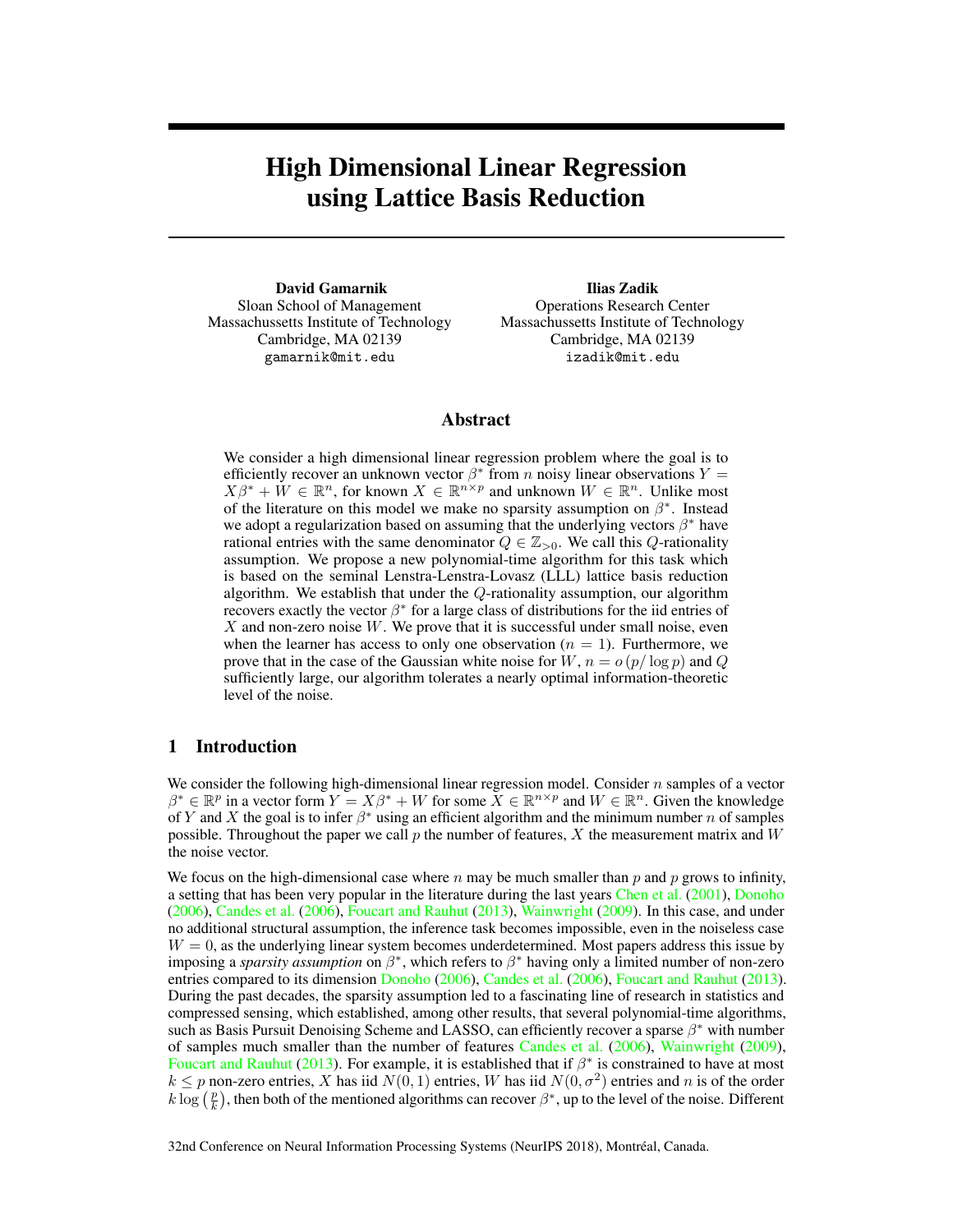# High Dimensional Linear Regression using Lattice Basis Reduction

**David Gamarnik**
Sloan School of Management
Massachussetts Institute of Technology
Cambridge, MA 02139
gamarnik@mit.edu

**Ilias Zadik**
Operations Research Center
Massachussetts Institute of Technology
Cambridge, MA 02139
izadik@mit.edu

## Abstract

We consider a high dimensional linear regression problem where the goal is to efficiently recover an unknown vector $\beta^*$ from $n$ noisy linear observations $Y = X\beta^* + W \in \mathbb{R}^n$, for known $X \in \mathbb{R}^{n \times p}$ and unknown $W \in \mathbb{R}^n$. Unlike most of the literature on this model we make no sparsity assumption on $\beta^*$. Instead we adopt a regularization based on assuming that the underlying vectors $\beta^*$ have rational entries with the same denominator $Q \in \mathbb{Z}_{>0}$. We call this $Q$-rationality assumption. We propose a new polynomial-time algorithm for this task which is based on the seminal Lenstra-Lenstra-Lovasz (LLL) lattice basis reduction algorithm. We establish that under the $Q$-rationality assumption, our algorithm recovers exactly the vector $\beta^*$ for a large class of distributions for the iid entries of $X$ and non-zero noise $W$. We prove that it is successful under small noise, even when the learner has access to only one observation ($n = 1$). Furthermore, we prove that in the case of the Gaussian white noise for $W$, $n = o(p/\log p)$ and $Q$ sufficiently large, our algorithm tolerates a nearly optimal information-theoretic level of the noise.

## 1 Introduction

We consider the following high-dimensional linear regression model. Consider $n$ samples of a vector $\beta^* \in \mathbb{R}^p$ in a vector form $Y = X\beta^* + W$ for some $X \in \mathbb{R}^{n \times p}$ and $W \in \mathbb{R}^n$. Given the knowledge of $Y$ and $X$ the goal is to infer $\beta^*$ using an efficient algorithm and the minimum number $n$ of samples possible. Throughout the paper we call $p$ the number of features, $X$ the measurement matrix and $W$ the noise vector.

We focus on the high-dimensional case where $n$ may be much smaller than $p$ and $p$ grows to infinity, a setting that has been very popular in the literature during the last years Chen et al. (2001), Donoho (2006), Candes et al. (2006), Foucart and Rauhut (2013), Wainwright (2009). In this case, and under no additional structural assumption, the inference task becomes impossible, even in the noiseless case $W = 0$, as the underlying linear system becomes underdetermined. Most papers address this issue by imposing a *sparsity assumption* on $\beta^*$, which refers to $\beta^*$ having only a limited number of non-zero entries compared to its dimension Donoho (2006), Candes et al. (2006), Foucart and Rauhut (2013). During the past decades, the sparsity assumption led to a fascinating line of research in statistics and compressed sensing, which established, among other results, that several polynomial-time algorithms, such as Basis Pursuit Denoising Scheme and LASSO, can efficiently recover a sparse $\beta^*$ with number of samples much smaller than the number of features Candes et al. (2006), Wainwright (2009), Foucart and Rauhut (2013). For example, it is established that if $\beta^*$ is constrained to have at most $k \leq p$ non-zero entries, $X$ has iid $N(0, 1)$ entries, $W$ has iid $N(0, \sigma^2)$ entries and $n$ is of the order $k \log\left(\frac{p}{k}\right)$, then both of the mentioned algorithms can recover $\beta^*$, up to the level of the noise. Different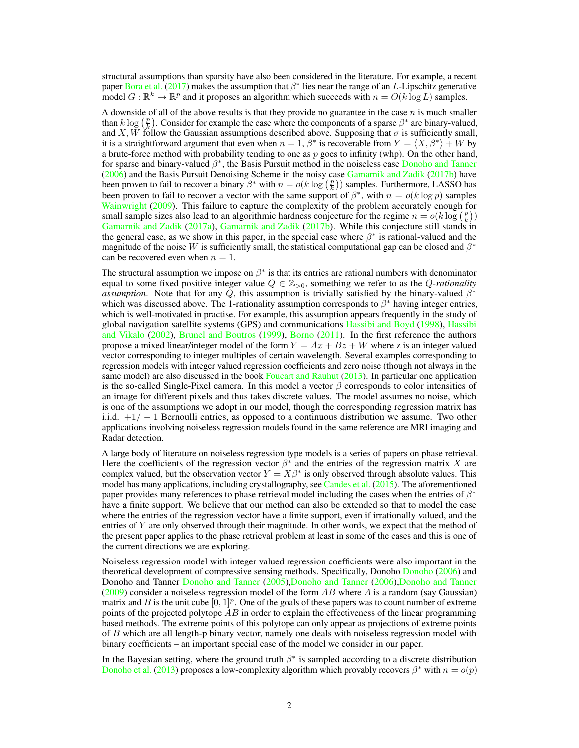structural assumptions than sparsity have also been considered in the literature. For example, a recent paper Bora et al. (2017) makes the assumption that $\beta^*$ lies near the range of an $L$-Lipschitz generative model $G : \mathbb{R}^k \to \mathbb{R}^p$ and it proposes an algorithm which succeeds with $n = O(k \log L)$ samples.

A downside of all of the above results is that they provide no guarantee in the case $n$ is much smaller than $k \log\left(\frac{p}{k}\right)$. Consider for example the case where the components of a sparse $\beta^*$ are binary-valued, and $X, W$ follow the Gaussian assumptions described above. Supposing that $\sigma$ is sufficiently small, it is a straightforward argument that even when $n = 1$, $\beta^*$ is recoverable from $Y = \langle X, \beta^* \rangle + W$ by a brute-force method with probability tending to one as $p$ goes to infinity (whp). On the other hand, for sparse and binary-valued $\beta^*$, the Basis Pursuit method in the noiseless case Donoho and Tanner (2006) and the Basis Pursuit Denoising Scheme in the noisy case Gamarnik and Zadik (2017b) have been proven to fail to recover a binary $\beta^*$ with $n = o(k \log\left(\frac{p}{k}\right))$ samples. Furthermore, LASSO has been proven to fail to recover a vector with the same support of $\beta^*$, with $n = o(k \log p)$ samples Wainwright (2009). This failure to capture the complexity of the problem accurately enough for small sample sizes also lead to an algorithmic hardness conjecture for the regime $n = o(k \log\left(\frac{p}{k}\right))$ Gamarnik and Zadik (2017a), Gamarnik and Zadik (2017b). While this conjecture still stands in the general case, as we show in this paper, in the special case where $\beta^*$ is rational-valued and the magnitude of the noise $W$ is sufficiently small, the statistical computational gap can be closed and $\beta^*$ can be recovered even when $n = 1$.

The structural assumption we impose on $\beta^*$ is that its entries are rational numbers with denominator equal to some fixed positive integer value $Q \in \mathbb{Z}_{>0}$, something we refer to as the *$Q$-rationality assumption*. Note that for any $Q$, this assumption is trivially satisfied by the binary-valued $\beta^*$ which was discussed above. The 1-rationality assumption corresponds to $\beta^*$ having integer entries, which is well-motivated in practise. For example, this assumption appears frequently in the study of global navigation satellite systems (GPS) and communications Hassibi and Boyd (1998), Hassibi and Vikalo (2002), Brunel and Boutros (1999), Borno (2011). In the first reference the authors propose a mixed linear/integer model of the form $Y = Ax + Bz + W$ where z is an integer valued vector corresponding to integer multiples of certain wavelength. Several examples corresponding to regression models with integer valued regression coefficients and zero noise (though not always in the same model) are also discussed in the book Foucart and Rauhut (2013). In particular one application is the so-called Single-Pixel camera. In this model a vector $\beta$ corresponds to color intensities of an image for different pixels and thus takes discrete values. The model assumes no noise, which is one of the assumptions we adopt in our model, though the corresponding regression matrix has i.i.d. $+1/-1$ Bernoulli entries, as opposed to a continuous distribution we assume. Two other applications involving noiseless regression models found in the same reference are MRI imaging and Radar detection.

A large body of literature on noiseless regression type models is a series of papers on phase retrieval. Here the coefficients of the regression vector $\beta^*$ and the entries of the regression matrix $X$ are complex valued, but the observation vector $Y = X\beta^*$ is only observed through absolute values. This model has many applications, including crystallography, see Candes et al. (2015). The aforementioned paper provides many references to phase retrieval model including the cases when the entries of $\beta^*$ have a finite support. We believe that our method can also be extended so that to model the case where the entries of the regression vector have a finite support, even if irrationally valued, and the entries of $Y$ are only observed through their magnitude. In other words, we expect that the method of the present paper applies to the phase retrieval problem at least in some of the cases and this is one of the current directions we are exploring.

Noiseless regression model with integer valued regression coefficients were also important in the theoretical development of compressive sensing methods. Specifically, Donoho Donoho (2006) and Donoho and Tanner Donoho and Tanner (2005),Donoho and Tanner (2006),Donoho and Tanner (2009) consider a noiseless regression model of the form $AB$ where $A$ is a random (say Gaussian) matrix and $B$ is the unit cube $[0, 1]^p$. One of the goals of these papers was to count number of extreme points of the projected polytope $AB$ in order to explain the effectiveness of the linear programming based methods. The extreme points of this polytope can only appear as projections of extreme points of $B$ which are all length-p binary vector, namely one deals with noiseless regression model with binary coefficients – an important special case of the model we consider in our paper.

In the Bayesian setting, where the ground truth $\beta^*$ is sampled according to a discrete distribution Donoho et al. (2013) proposes a low-complexity algorithm which provably recovers $\beta^*$ with $n = o(p)$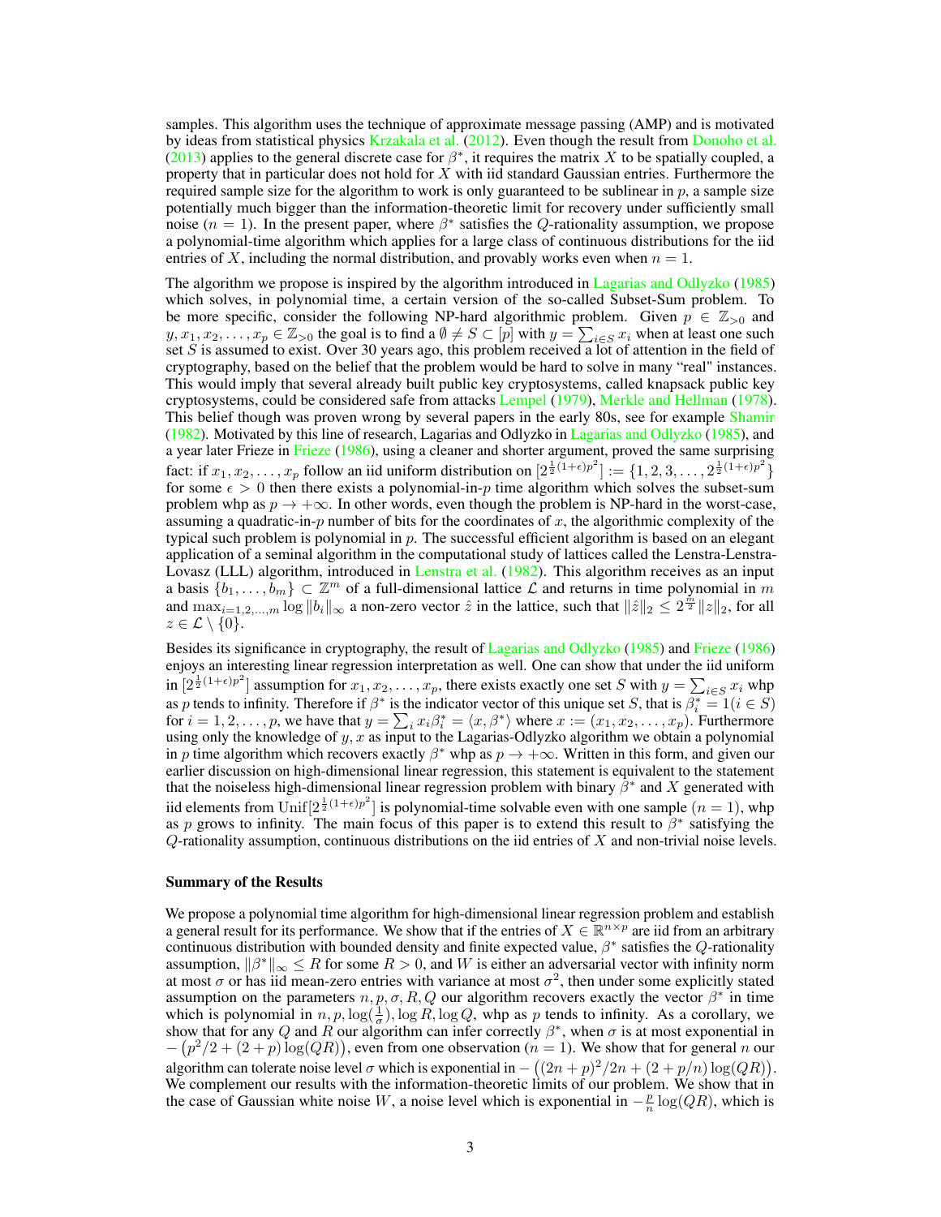samples. This algorithm uses the technique of approximate message passing (AMP) and is motivated by ideas from statistical physics Krzakala et al. (2012). Even though the result from Donoho et al. (2013) applies to the general discrete case for $\beta^*$, it requires the matrix $X$ to be spatially coupled, a property that in particular does not hold for $X$ with iid standard Gaussian entries. Furthermore the required sample size for the algorithm to work is only guaranteed to be sublinear in $p$, a sample size potentially much bigger than the information-theoretic limit for recovery under sufficiently small noise ($n = 1$). In the present paper, where $\beta^*$ satisfies the $Q$-rationality assumption, we propose a polynomial-time algorithm which applies for a large class of continuous distributions for the iid entries of $X$, including the normal distribution, and provably works even when $n = 1$.

The algorithm we propose is inspired by the algorithm introduced in Lagarias and Odlyzko (1985) which solves, in polynomial time, a certain version of the so-called Subset-Sum problem. To be more specific, consider the following NP-hard algorithmic problem. Given $p \in \mathbb{Z}_{>0}$ and $y, x_1, x_2, \ldots, x_p \in \mathbb{Z}_{>0}$ the goal is to find a $\emptyset \neq S \subset [p]$ with $y = \sum_{i \in S} x_i$ when at least one such set $S$ is assumed to exist. Over 30 years ago, this problem received a lot of attention in the field of cryptography, based on the belief that the problem would be hard to solve in many "real" instances. This would imply that several already built public key cryptosystems, called knapsack public key cryptosystems, could be considered safe from attacks Lempel (1979), Merkle and Hellman (1978). This belief though was proven wrong by several papers in the early 80s, see for example Shamir (1982). Motivated by this line of research, Lagarias and Odlyzko in Lagarias and Odlyzko (1985), and a year later Frieze in Frieze (1986), using a cleaner and shorter argument, proved the same surprising fact: if $x_1, x_2, \ldots, x_p$ follow an iid uniform distribution on $[2^{\frac{1}{2}(1+\epsilon)p^2}] := \{1, 2, 3, \ldots, 2^{\frac{1}{2}(1+\epsilon)p^2}\}$ for some $\epsilon > 0$ then there exists a polynomial-in-$p$ time algorithm which solves the subset-sum problem whp as $p \to +\infty$. In other words, even though the problem is NP-hard in the worst-case, assuming a quadratic-in-$p$ number of bits for the coordinates of $x$, the algorithmic complexity of the typical such problem is polynomial in $p$. The successful efficient algorithm is based on an elegant application of a seminal algorithm in the computational study of lattices called the Lenstra-Lenstra-Lovasz (LLL) algorithm, introduced in Lenstra et al. (1982). This algorithm receives as an input a basis $\{b_1, \ldots, b_m\} \subset \mathbb{Z}^m$ of a full-dimensional lattice $\mathcal{L}$ and returns in time polynomial in $m$ and $\max_{i=1,2,\ldots,m} \log \|b_i\|_\infty$ a non-zero vector $\hat{z}$ in the lattice, such that $\|\hat{z}\|_2 \leq 2^{\frac{m}{2}} \|z\|_2$, for all $z \in \mathcal{L} \setminus \{0\}$.

Besides its significance in cryptography, the result of Lagarias and Odlyzko (1985) and Frieze (1986) enjoys an interesting linear regression interpretation as well. One can show that under the iid uniform in $[2^{\frac{1}{2}(1+\epsilon)p^2}]$ assumption for $x_1, x_2, \ldots, x_p$, there exists exactly one set $S$ with $y = \sum_{i \in S} x_i$ whp as $p$ tends to infinity. Therefore if $\beta^*$ is the indicator vector of this unique set $S$, that is $\beta^*_i = 1(i \in S)$ for $i = 1, 2, \ldots, p$, we have that $y = \sum_i x_i \beta^*_i = \langle x, \beta^* \rangle$ where $x := (x_1, x_2, \ldots, x_p)$. Furthermore using only the knowledge of $y, x$ as input to the Lagarias-Odlyzko algorithm we obtain a polynomial in $p$ time algorithm which recovers exactly $\beta^*$ whp as $p \to +\infty$. Written in this form, and given our earlier discussion on high-dimensional linear regression, this statement is equivalent to the statement that the noiseless high-dimensional linear regression problem with binary $\beta^*$ and $X$ generated with iid elements from $\text{Unif}[2^{\frac{1}{2}(1+\epsilon)p^2}]$ is polynomial-time solvable even with one sample ($n = 1$), whp as $p$ grows to infinity. The main focus of this paper is to extend this result to $\beta^*$ satisfying the $Q$-rationality assumption, continuous distributions on the iid entries of $X$ and non-trivial noise levels.

**Summary of the Results**

We propose a polynomial time algorithm for high-dimensional linear regression problem and establish a general result for its performance. We show that if the entries of $X \in \mathbb{R}^{n \times p}$ are iid from an arbitrary continuous distribution with bounded density and finite expected value, $\beta^*$ satisfies the $Q$-rationality assumption, $\|\beta^*\|_\infty \leq R$ for some $R > 0$, and $W$ is either an adversarial vector with infinity norm at most $\sigma$ or has iid mean-zero entries with variance at most $\sigma^2$, then under some explicitly stated assumption on the parameters $n, p, \sigma, R, Q$ our algorithm recovers exactly the vector $\beta^*$ in time which is polynomial in $n, p, \log(\frac{1}{\sigma}), \log R, \log Q$, whp as $p$ tends to infinity. As a corollary, we show that for any $Q$ and $R$ our algorithm can infer correctly $\beta^*$, when $\sigma$ is at most exponential in $-\left(p^2/2 + (2+p)\log(QR)\right)$, even from one observation ($n = 1$). We show that for general $n$ our algorithm can tolerate noise level $\sigma$ which is exponential in $-\left((2n+p)^2/2n + (2+p/n)\log(QR)\right)$. We complement our results with the information-theoretic limits of our problem. We show that in the case of Gaussian white noise $W$, a noise level which is exponential in $-\frac{p}{n}\log(QR)$, which is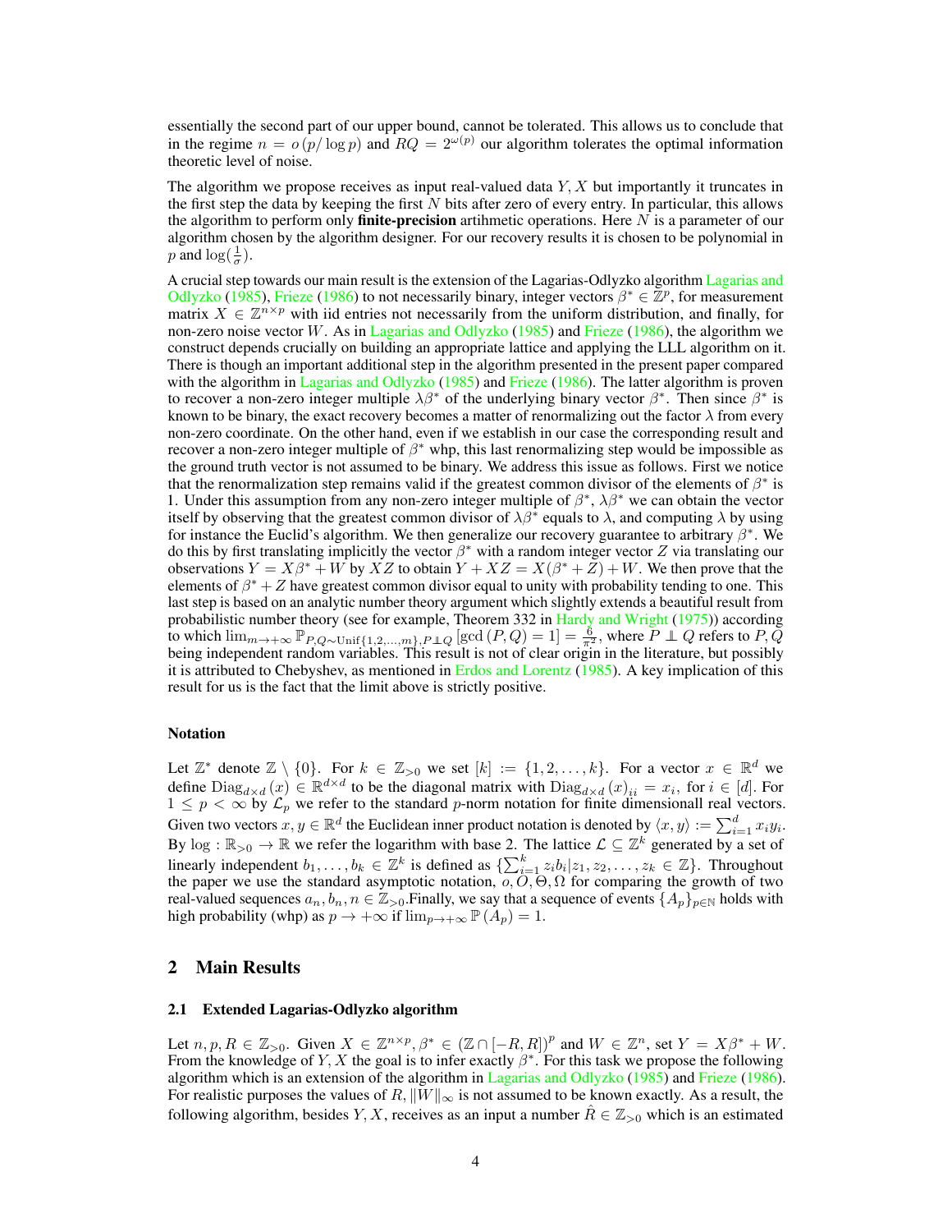essentially the second part of our upper bound, cannot be tolerated. This allows us to conclude that in the regime $n = o(p/\log p)$ and $RQ = 2^{\omega(p)}$ our algorithm tolerates the optimal information theoretic level of noise.

The algorithm we propose receives as input real-valued data $Y, X$ but importantly it truncates in the first step the data by keeping the first $N$ bits after zero of every entry. In particular, this allows the algorithm to perform only **finite-precision** artihmetic operations. Here $N$ is a parameter of our algorithm chosen by the algorithm designer. For our recovery results it is chosen to be polynomial in $p$ and $\log(\frac{1}{\sigma})$.

A crucial step towards our main result is the extension of the Lagarias-Odlyzko algorithm Lagarias and Odlyzko (1985), Frieze (1986) to not necessarily binary, integer vectors $\beta^* \in \mathbb{Z}^p$, for measurement matrix $X \in \mathbb{Z}^{n \times p}$ with iid entries not necessarily from the uniform distribution, and finally, for non-zero noise vector $W$. As in Lagarias and Odlyzko (1985) and Frieze (1986), the algorithm we construct depends crucially on building an appropriate lattice and applying the LLL algorithm on it. There is though an important additional step in the algorithm presented in the present paper compared with the algorithm in Lagarias and Odlyzko (1985) and Frieze (1986). The latter algorithm is proven to recover a non-zero integer multiple $\lambda\beta^*$ of the underlying binary vector $\beta^*$. Then since $\beta^*$ is known to be binary, the exact recovery becomes a matter of renormalizing out the factor $\lambda$ from every non-zero coordinate. On the other hand, even if we establish in our case the corresponding result and recover a non-zero integer multiple of $\beta^*$ whp, this last renormalizing step would be impossible as the ground truth vector is not assumed to be binary. We address this issue as follows. First we notice that the renormalization step remains valid if the greatest common divisor of the elements of $\beta^*$ is 1. Under this assumption from any non-zero integer multiple of $\beta^*$, $\lambda\beta^*$ we can obtain the vector itself by observing that the greatest common divisor of $\lambda\beta^*$ equals to $\lambda$, and computing $\lambda$ by using for instance the Euclid's algorithm. We then generalize our recovery guarantee to arbitrary $\beta^*$. We do this by first translating implicitly the vector $\beta^*$ with a random integer vector $Z$ via translating our observations $Y = X\beta^* + W$ by $XZ$ to obtain $Y + XZ = X(\beta^* + Z) + W$. We then prove that the elements of $\beta^* + Z$ have greatest common divisor equal to unity with probability tending to one. This last step is based on an analytic number theory argument which slightly extends a beautiful result from probabilistic number theory (see for example, Theorem 332 in Hardy and Wright (1975)) according to which $\lim_{m \to +\infty} \mathbb{P}_{P,Q \sim \text{Unif}\{1,2,\ldots,m\}, P \perp\!\!\!\perp Q} [\gcd(P,Q) = 1] = \frac{6}{\pi^2}$, where $P \perp\!\!\!\perp Q$ refers to $P, Q$ being independent random variables. This result is not of clear origin in the literature, but possibly it is attributed to Chebyshev, as mentioned in Erdos and Lorentz (1985). A key implication of this result for us is the fact that the limit above is strictly positive.

### Notation

Let $\mathbb{Z}^*$ denote $\mathbb{Z} \setminus \{0\}$. For $k \in \mathbb{Z}_{>0}$ we set $[k] := \{1, 2, \ldots, k\}$. For a vector $x \in \mathbb{R}^d$ we define $\text{Diag}_{d \times d}(x) \in \mathbb{R}^{d \times d}$ to be the diagonal matrix with $\text{Diag}_{d \times d}(x)_{ii} = x_i$, for $i \in [d]$. For $1 \leq p < \infty$ by $\mathcal{L}_p$ we refer to the standard $p$-norm notation for finite dimensionall real vectors. Given two vectors $x, y \in \mathbb{R}^d$ the Euclidean inner product notation is denoted by $\langle x, y \rangle := \sum_{i=1}^d x_i y_i$. By $\log : \mathbb{R}_{>0} \to \mathbb{R}$ we refer the logarithm with base 2. The lattice $\mathcal{L} \subseteq \mathbb{Z}^k$ generated by a set of linearly independent $b_1, \ldots, b_k \in \mathbb{Z}^k$ is defined as $\{\sum_{i=1}^k z_i b_i | z_1, z_2, \ldots, z_k \in \mathbb{Z}\}$. Throughout the paper we use the standard asymptotic notation, $o, O, \Theta, \Omega$ for comparing the growth of two real-valued sequences $a_n, b_n, n \in \mathbb{Z}_{>0}$.Finally, we say that a sequence of events $\{A_p\}_{p \in \mathbb{N}}$ holds with high probability (whp) as $p \to +\infty$ if $\lim_{p \to +\infty} \mathbb{P}(A_p) = 1$.

## 2 Main Results

### 2.1 Extended Lagarias-Odlyzko algorithm

Let $n, p, R \in \mathbb{Z}_{>0}$. Given $X \in \mathbb{Z}^{n \times p}, \beta^* \in (\mathbb{Z} \cap [-R, R])^p$ and $W \in \mathbb{Z}^n$, set $Y = X\beta^* + W$. From the knowledge of $Y, X$ the goal is to infer exactly $\beta^*$. For this task we propose the following algorithm which is an extension of the algorithm in Lagarias and Odlyzko (1985) and Frieze (1986). For realistic purposes the values of $R, \|W\|_\infty$ is not assumed to be known exactly. As a result, the following algorithm, besides $Y, X$, receives as an input a number $\hat{R} \in \mathbb{Z}_{>0}$ which is an estimated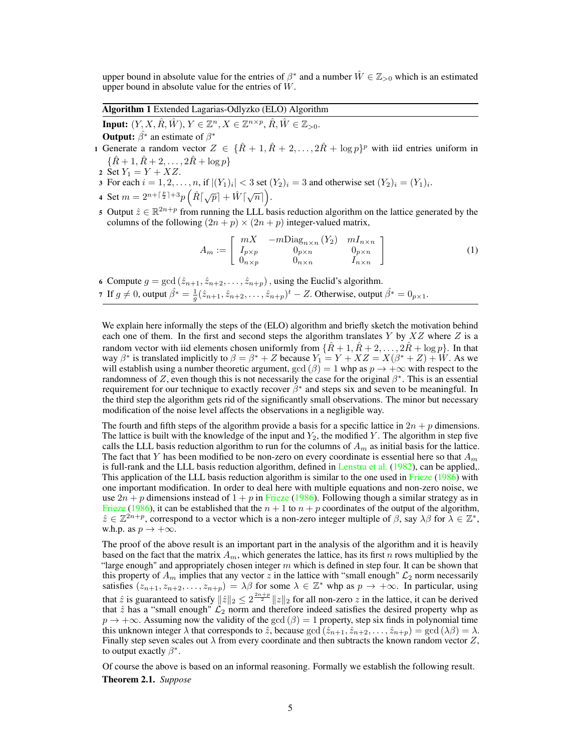upper bound in absolute value for the entries of $\beta^*$ and a number $\hat{W} \in \mathbb{Z}_{>0}$ which is an estimated upper bound in absolute value for the entries of $W$.

---

**Algorithm 1** Extended Lagarias-Odlyzko (ELO) Algorithm

---

**Input:** $(Y, X, \hat{R}, \hat{W})$, $Y \in \mathbb{Z}^n$, $X \in \mathbb{Z}^{n \times p}$, $\hat{R}, \hat{W} \in \mathbb{Z}_{>0}$.

**Output:** $\hat{\beta^*}$ an estimate of $\beta^*$

1. Generate a random vector $Z \in \{\hat{R}+1, \hat{R}+2, \ldots, 2\hat{R}+\log p\}^p$ with iid entries uniform in $\{\hat{R}+1, \hat{R}+2, \ldots, 2\hat{R}+\log p\}$
2. Set $Y_1 = Y + XZ$.
3. For each $i = 1, 2, \ldots, n$, if $|(Y_1)_i| < 3$ set $(Y_2)_i = 3$ and otherwise set $(Y_2)_i = (Y_1)_i$.
4. Set $m = 2^{n+\lceil \frac{p}{2} \rceil + 3} p \left( \hat{R} \lceil \sqrt{p} \rceil + \hat{W} \lceil \sqrt{n} \rceil \right)$.
5. Output $\hat{z} \in \mathbb{R}^{2n+p}$ from running the LLL basis reduction algorithm on the lattice generated by the columns of the following $(2n+p) \times (2n+p)$ integer-valued matrix,
$$A_m := \begin{bmatrix} mX & -m\text{Diag}_{n \times n}(Y_2) & mI_{n \times n} \\ I_{p \times p} & 0_{p \times n} & 0_{p \times n} \\ 0_{n \times p} & 0_{n \times n} & I_{n \times n} \end{bmatrix} \tag{1}$$
6. Compute $g = \gcd(\hat{z}_{n+1}, \hat{z}_{n+2}, \ldots, \hat{z}_{n+p})$, using the Euclid's algorithm.
7. If $g \neq 0$, output $\hat{\beta^*} = \frac{1}{g}(\hat{z}_{n+1}, \hat{z}_{n+2}, \ldots, \hat{z}_{n+p})^t - Z$. Otherwise, output $\hat{\beta^*} = 0_{p \times 1}$.

---

We explain here informally the steps of the (ELO) algorithm and briefly sketch the motivation behind each one of them. In the first and second steps the algorithm translates $Y$ by $XZ$ where $Z$ is a random vector with iid elements chosen uniformly from $\{\hat{R}+1, \hat{R}+2, \ldots, 2\hat{R}+\log p\}$. In that way $\beta^*$ is translated implicitly to $\beta = \beta^* + Z$ because $Y_1 = Y + XZ = X(\beta^* + Z) + W$. As we will establish using a number theoretic argument, $\gcd(\beta) = 1$ whp as $p \to +\infty$ with respect to the randomness of $Z$, even though this is not necessarily the case for the original $\beta^*$. This is an essential requirement for our technique to exactly recover $\beta^*$ and steps six and seven to be meaningful. In the third step the algorithm gets rid of the significantly small observations. The minor but necessary modification of the noise level affects the observations in a negligible way.

The fourth and fifth steps of the algorithm provide a basis for a specific lattice in $2n+p$ dimensions. The lattice is built with the knowledge of the input and $Y_2$, the modified $Y$. The algorithm in step five calls the LLL basis reduction algorithm to run for the columns of $A_m$ as initial basis for the lattice. The fact that $Y$ has been modified to be non-zero on every coordinate is essential here so that $A_m$ is full-rank and the LLL basis reduction algorithm, defined in Lenstra et al. (1982), can be applied,. This application of the LLL basis reduction algorithm is similar to the one used in Frieze (1986) with one important modification. In order to deal here with multiple equations and non-zero noise, we use $2n+p$ dimensions instead of $1+p$ in Frieze (1986). Following though a similar strategy as in Frieze (1986), it can be established that the $n+1$ to $n+p$ coordinates of the output of the algorithm, $\hat{z} \in \mathbb{Z}^{2n+p}$, correspond to a vector which is a non-zero integer multiple of $\beta$, say $\lambda\beta$ for $\lambda \in \mathbb{Z}^*$, w.h.p. as $p \to +\infty$.

The proof of the above result is an important part in the analysis of the algorithm and it is heavily based on the fact that the matrix $A_m$, which generates the lattice, has its first $n$ rows multiplied by the "large enough" and appropriately chosen integer $m$ which is defined in step four. It can be shown that this property of $A_m$ implies that any vector $z$ in the lattice with "small enough" $\mathcal{L}_2$ norm necessarily satisfies $(z_{n+1}, z_{n+2}, \ldots, z_{n+p}) = \lambda\beta$ for some $\lambda \in \mathbb{Z}^*$ whp as $p \to +\infty$. In particular, using that $\hat{z}$ is guaranteed to satisfy $\|\hat{z}\|_2 \leq 2^{\frac{2n+p}{2}} \|z\|_2$ for all non-zero $z$ in the lattice, it can be derived that $\hat{z}$ has a "small enough" $\mathcal{L}_2$ norm and therefore indeed satisfies the desired property whp as $p \to +\infty$. Assuming now the validity of the $\gcd(\beta) = 1$ property, step six finds in polynomial time this unknown integer $\lambda$ that corresponds to $\hat{z}$, because $\gcd(\hat{z}_{n+1}, \hat{z}_{n+2}, \ldots, \hat{z}_{n+p}) = \gcd(\lambda\beta) = \lambda$. Finally step seven scales out $\lambda$ from every coordinate and then subtracts the known random vector $Z$, to output exactly $\beta^*$.

Of course the above is based on an informal reasoning. Formally we establish the following result.

**Theorem 2.1.** *Suppose*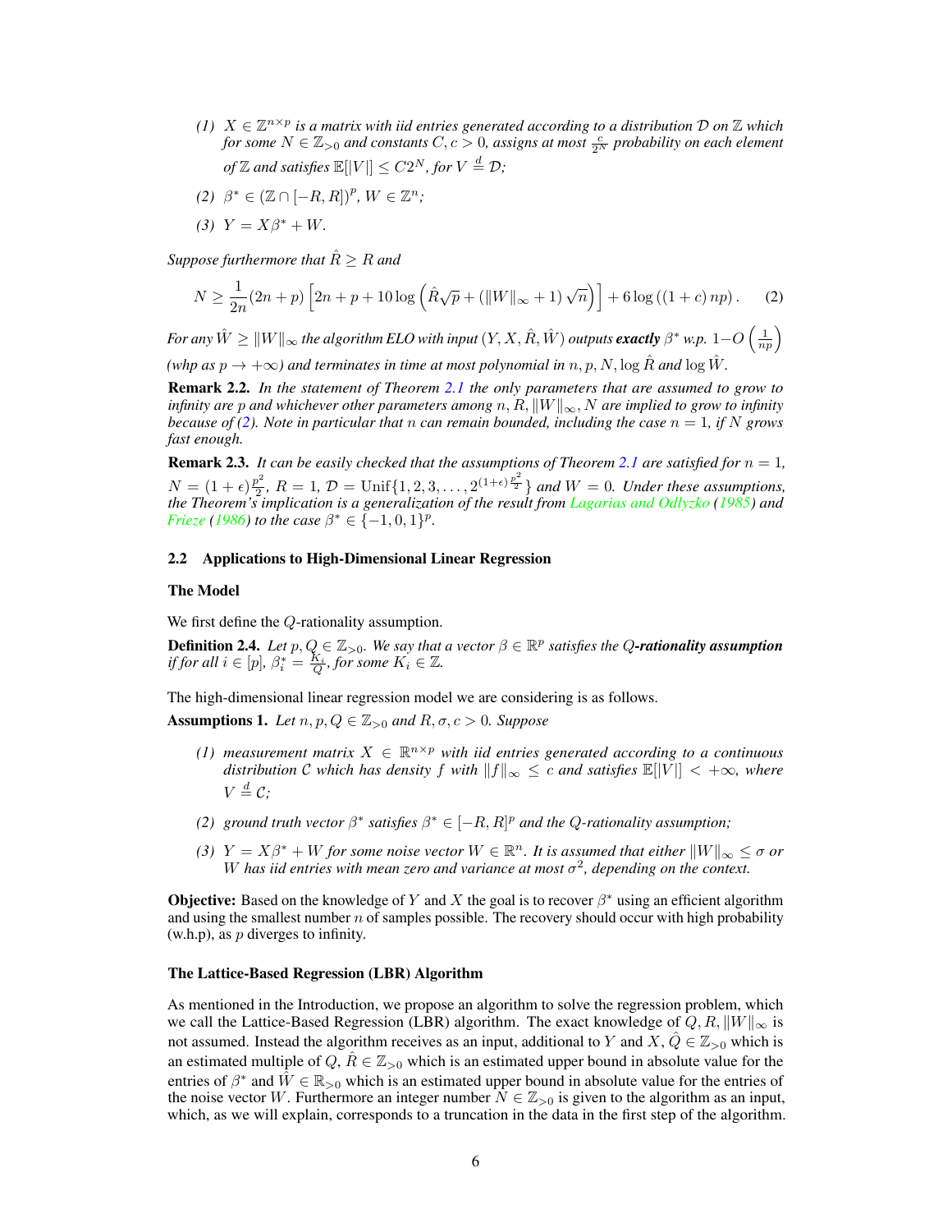*(1) $X \in \mathbb{Z}^{n \times p}$ is a matrix with iid entries generated according to a distribution $\mathcal{D}$ on $\mathbb{Z}$ which for some $N \in \mathbb{Z}_{>0}$ and constants $C, c > 0$, assigns at most $\frac{c}{2^N}$ probability on each element of $\mathbb{Z}$ and satisfies $\mathbb{E}[|V|] \leq C2^N$, for $V \stackrel{d}{=} \mathcal{D}$;*

*(2) $\beta^* \in (\mathbb{Z} \cap [-R, R])^p$, $W \in \mathbb{Z}^n$;*

*(3) $Y = X\beta^* + W$.*

*Suppose furthermore that $\hat{R} \geq R$ and*

$$N \geq \frac{1}{2n}(2n+p)\left[2n + p + 10\log\left(\hat{R}\sqrt{p} + (\|W\|_\infty + 1)\sqrt{n}\right)\right] + 6\log\left((1+c)\,np\right). \quad (2)$$

*For any $\hat{W} \geq \|W\|_\infty$ the algorithm ELO with input $(Y, X, \hat{R}, \hat{W})$ outputs **exactly** $\beta^*$ w.p. $1 - O\left(\frac{1}{np}\right)$ (whp as $p \to +\infty$) and terminates in time at most polynomial in $n, p, N, \log \hat{R}$ and $\log \hat{W}$.*

**Remark 2.2.** *In the statement of Theorem 2.1 the only parameters that are assumed to grow to infinity are $p$ and whichever other parameters among $n, R, \|W\|_\infty, N$ are implied to grow to infinity because of (2). Note in particular that $n$ can remain bounded, including the case $n = 1$, if $N$ grows fast enough.*

**Remark 2.3.** *It can be easily checked that the assumptions of Theorem 2.1 are satisfied for $n = 1$, $N = (1+\epsilon)\frac{p^2}{2}$, $R = 1$, $\mathcal{D} = \text{Unif}\{1, 2, 3, \ldots, 2^{(1+\epsilon)\frac{p^2}{2}}\}$ and $W = 0$. Under these assumptions, the Theorem's implication is a generalization of the result from Lagarias and Odlyzko (1985) and Frieze (1986) to the case $\beta^* \in \{-1, 0, 1\}^p$.*

### 2.2 Applications to High-Dimensional Linear Regression

#### The Model

We first define the $Q$-rationality assumption.

**Definition 2.4.** *Let $p, Q \in \mathbb{Z}_{>0}$. We say that a vector $\beta \in \mathbb{R}^p$ satisfies the **$Q$-rationality assumption** if for all $i \in [p]$, $\beta_i^* = \frac{K_i}{Q}$, for some $K_i \in \mathbb{Z}$.*

The high-dimensional linear regression model we are considering is as follows.

**Assumptions 1.** *Let $n, p, Q \in \mathbb{Z}_{>0}$ and $R, \sigma, c > 0$. Suppose*

*(1) measurement matrix $X \in \mathbb{R}^{n \times p}$ with iid entries generated according to a continuous distribution $\mathcal{C}$ which has density $f$ with $\|f\|_\infty \leq c$ and satisfies $\mathbb{E}[|V|] < +\infty$, where $V \stackrel{d}{=} \mathcal{C}$;*

*(2) ground truth vector $\beta^*$ satisfies $\beta^* \in [-R, R]^p$ and the $Q$-rationality assumption;*

*(3) $Y = X\beta^* + W$ for some noise vector $W \in \mathbb{R}^n$. It is assumed that either $\|W\|_\infty \leq \sigma$ or $W$ has iid entries with mean zero and variance at most $\sigma^2$, depending on the context.*

**Objective:** Based on the knowledge of $Y$ and $X$ the goal is to recover $\beta^*$ using an efficient algorithm and using the smallest number $n$ of samples possible. The recovery should occur with high probability (w.h.p), as $p$ diverges to infinity.

#### The Lattice-Based Regression (LBR) Algorithm

As mentioned in the Introduction, we propose an algorithm to solve the regression problem, which we call the Lattice-Based Regression (LBR) algorithm. The exact knowledge of $Q, R, \|W\|_\infty$ is not assumed. Instead the algorithm receives as an input, additional to $Y$ and $X$, $\hat{Q} \in \mathbb{Z}_{>0}$ which is an estimated multiple of $Q$, $\hat{R} \in \mathbb{Z}_{>0}$ which is an estimated upper bound in absolute value for the entries of $\beta^*$ and $\hat{W} \in \mathbb{R}_{>0}$ which is an estimated upper bound in absolute value for the entries of the noise vector $W$. Furthermore an integer number $N \in \mathbb{Z}_{>0}$ is given to the algorithm as an input, which, as we will explain, corresponds to a truncation in the data in the first step of the algorithm.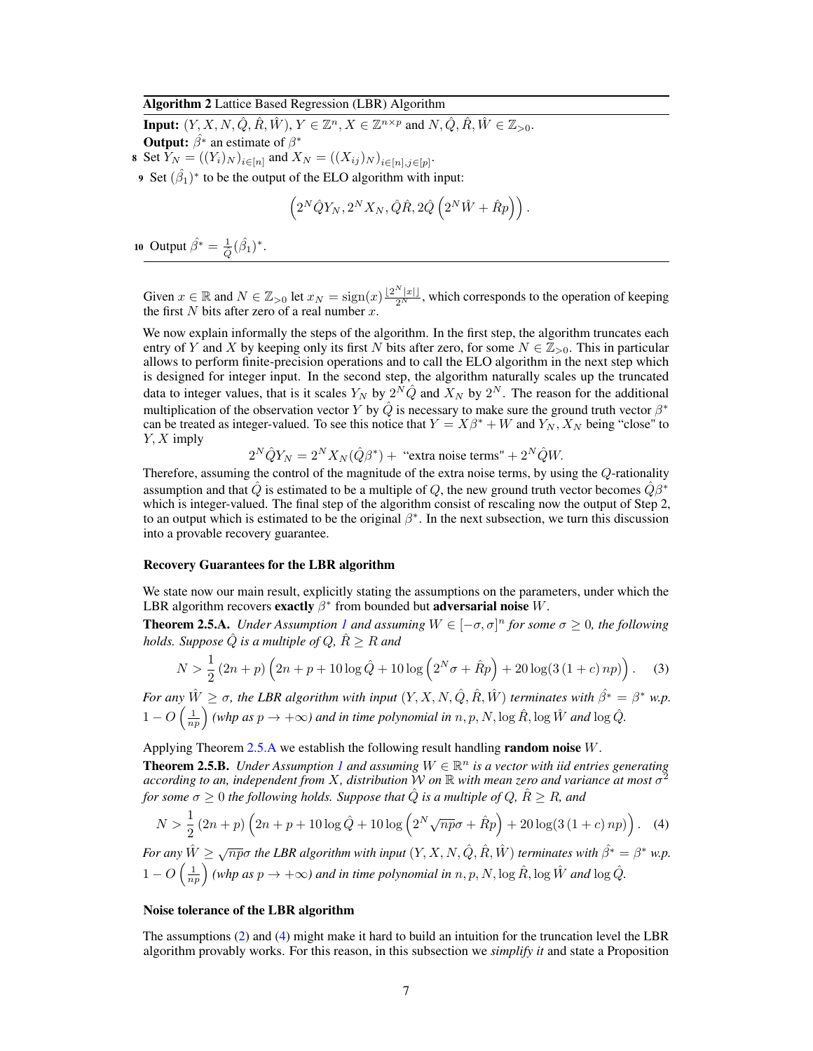**Algorithm 2** Lattice Based Regression (LBR) Algorithm

**Input:** $(Y, X, N, \hat{Q}, \hat{R}, \hat{W})$, $Y \in \mathbb{Z}^n, X \in \mathbb{Z}^{n \times p}$ and $N, \hat{Q}, \hat{R}, \hat{W} \in \mathbb{Z}_{>0}$.

**Output:** $\hat{\beta^*}$ an estimate of $\beta^*$

8 Set $Y_N = ((Y_i)_N)_{i \in [n]}$ and $X_N = ((X_{ij})_N)_{i \in [n], j \in [p]}$.

9 Set $(\hat{\beta_1})^*$ to be the output of the ELO algorithm with input:

$$\left(2^N \hat{Q} Y_N, 2^N X_N, \hat{Q}\hat{R}, 2\hat{Q}\left(2^N \hat{W} + \hat{R}p\right)\right).$$

10 Output $\hat{\beta^*} = \frac{1}{\hat{Q}}(\hat{\beta_1})^*$.

---

Given $x \in \mathbb{R}$ and $N \in \mathbb{Z}_{>0}$ let $x_N = \text{sign}(x)\frac{\lfloor 2^N |x| \rfloor}{2^N}$, which corresponds to the operation of keeping the first $N$ bits after zero of a real number $x$.

We now explain informally the steps of the algorithm. In the first step, the algorithm truncates each entry of $Y$ and $X$ by keeping only its first $N$ bits after zero, for some $N \in \mathbb{Z}_{>0}$. This in particular allows to perform finite-precision operations and to call the ELO algorithm in the next step which is designed for integer input. In the second step, the algorithm naturally scales up the truncated data to integer values, that is it scales $Y_N$ by $2^N \hat{Q}$ and $X_N$ by $2^N$. The reason for the additional multiplication of the observation vector $Y$ by $\hat{Q}$ is necessary to make sure the ground truth vector $\beta^*$ can be treated as integer-valued. To see this notice that $Y = X\beta^* + W$ and $Y_N, X_N$ being "close" to $Y, X$ imply

$$2^N \hat{Q} Y_N = 2^N X_N (\hat{Q}\beta^*) + \text{ "extra noise terms" } + 2^N \hat{Q} W.$$

Therefore, assuming the control of the magnitude of the extra noise terms, by using the $Q$-rationality assumption and that $\hat{Q}$ is estimated to be a multiple of $Q$, the new ground truth vector becomes $\hat{Q}\beta^*$ which is integer-valued. The final step of the algorithm consist of rescaling now the output of Step 2, to an output which is estimated to be the original $\beta^*$. In the next subsection, we turn this discussion into a provable recovery guarantee.

### Recovery Guarantees for the LBR algorithm

We state now our main result, explicitly stating the assumptions on the parameters, under which the LBR algorithm recovers **exactly** $\beta^*$ from bounded but **adversarial noise** $W$.

**Theorem 2.5.A.** *Under Assumption 1 and assuming $W \in [-\sigma, \sigma]^n$ for some $\sigma \geq 0$, the following holds. Suppose $\hat{Q}$ is a multiple of $Q$, $\hat{R} \geq R$ and*

$$N > \frac{1}{2}(2n + p)\left(2n + p + 10\log\hat{Q} + 10\log\left(2^N\sigma + \hat{R}p\right) + 20\log(3(1+c)np)\right). \quad (3)$$

*For any $\hat{W} \geq \sigma$, the LBR algorithm with input $(Y, X, N, \hat{Q}, \hat{R}, \hat{W})$ terminates with $\hat{\beta^*} = \beta^*$ w.p. $1 - O\left(\frac{1}{np}\right)$ (whp as $p \to +\infty$) and in time polynomial in $n, p, N, \log\hat{R}, \log\hat{W}$ and $\log\hat{Q}$.*

Applying Theorem 2.5.A we establish the following result handling **random noise** $W$.

**Theorem 2.5.B.** *Under Assumption 1 and assuming $W \in \mathbb{R}^n$ is a vector with iid entries generating according to an, independent from $X$, distribution $\mathcal{W}$ on $\mathbb{R}$ with mean zero and variance at most $\sigma^2$ for some $\sigma \geq 0$ the following holds. Suppose that $\hat{Q}$ is a multiple of $Q$, $\hat{R} \geq R$, and*

$$N > \frac{1}{2}(2n + p)\left(2n + p + 10\log\hat{Q} + 10\log\left(2^N\sqrt{np}\sigma + \hat{R}p\right) + 20\log(3(1+c)np)\right). \quad (4)$$

*For any $\hat{W} \geq \sqrt{np}\sigma$ the LBR algorithm with input $(Y, X, N, \hat{Q}, \hat{R}, \hat{W})$ terminates with $\hat{\beta^*} = \beta^*$ w.p. $1 - O\left(\frac{1}{np}\right)$ (whp as $p \to +\infty$) and in time polynomial in $n, p, N, \log\hat{R}, \log\hat{W}$ and $\log\hat{Q}$.*

### Noise tolerance of the LBR algorithm

The assumptions (2) and (4) might make it hard to build an intuition for the truncation level the LBR algorithm provably works. For this reason, in this subsection we *simplify it* and state a Proposition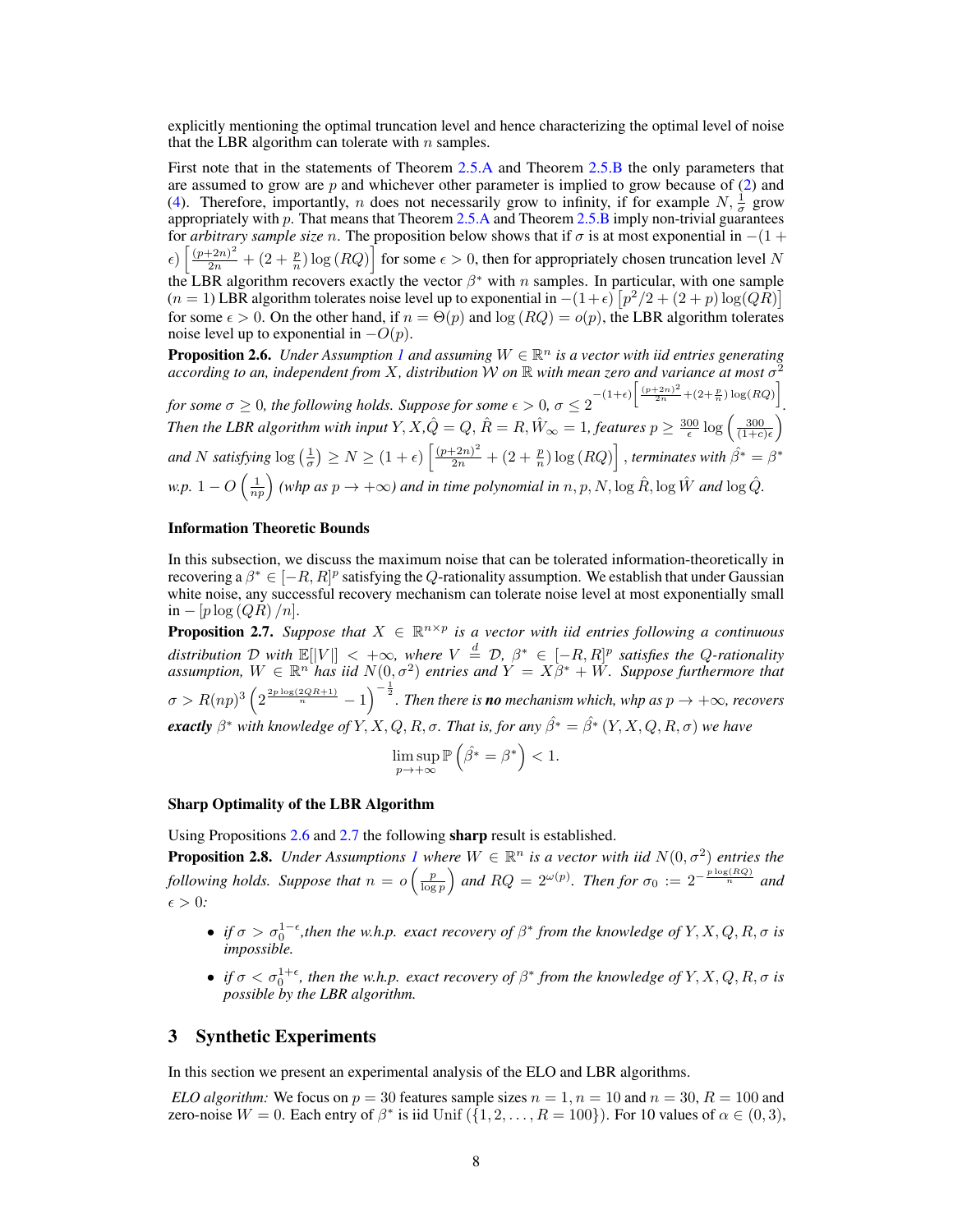explicitly mentioning the optimal truncation level and hence characterizing the optimal level of noise that the LBR algorithm can tolerate with $n$ samples.

First note that in the statements of Theorem 2.5.A and Theorem 2.5.B the only parameters that are assumed to grow are $p$ and whichever other parameter is implied to grow because of (2) and (4). Therefore, importantly, $n$ does not necessarily grow to infinity, if for example $N, \frac{1}{\sigma}$ grow appropriately with $p$. That means that Theorem 2.5.A and Theorem 2.5.B imply non-trivial guarantees for *arbitrary sample size* $n$. The proposition below shows that if $\sigma$ is at most exponential in $-(1+\epsilon)\left[\frac{(p+2n)^2}{2n} + (2+\frac{p}{n})\log(RQ)\right]$ for some $\epsilon > 0$, then for appropriately chosen truncation level $N$ the LBR algorithm recovers exactly the vector $\beta^*$ with $n$ samples. In particular, with one sample ($n=1$) LBR algorithm tolerates noise level up to exponential in $-(1+\epsilon)\left[p^2/2 + (2+p)\log(QR)\right]$ for some $\epsilon > 0$. On the other hand, if $n = \Theta(p)$ and $\log(RQ) = o(p)$, the LBR algorithm tolerates noise level up to exponential in $-O(p)$.

**Proposition 2.6.** *Under Assumption 1 and assuming $W \in \mathbb{R}^n$ is a vector with iid entries generating according to an, independent from $X$, distribution $\mathcal{W}$ on $\mathbb{R}$ with mean zero and variance at most $\sigma^2$ for some $\sigma \geq 0$, the following holds. Suppose for some $\epsilon > 0$, $\sigma \leq 2^{-(1+\epsilon)\left[\frac{(p+2n)^2}{2n} + (2+\frac{p}{n})\log(RQ)\right]}$. Then the LBR algorithm with input $Y, X, \hat{Q} = Q, \hat{R} = R, \hat{W}_\infty = 1$, features $p \geq \frac{300}{\epsilon}\log\left(\frac{300}{(1+c)\epsilon}\right)$ and $N$ satisfying $\log\left(\frac{1}{\sigma}\right) \geq N \geq (1+\epsilon)\left[\frac{(p+2n)^2}{2n} + (2+\frac{p}{n})\log(RQ)\right]$, terminates with $\hat{\beta}^* = \beta^*$ w.p. $1 - O\left(\frac{1}{np}\right)$ (whp as $p \to +\infty$) and in time polynomial in $n, p, N, \log \hat{R}, \log \hat{W}$ and $\log \hat{Q}$.*

#### Information Theoretic Bounds

In this subsection, we discuss the maximum noise that can be tolerated information-theoretically in recovering a $\beta^* \in [-R, R]^p$ satisfying the $Q$-rationality assumption. We establish that under Gaussian white noise, any successful recovery mechanism can tolerate noise level at most exponentially small in $-\left[p\log(QR)/n\right]$.

**Proposition 2.7.** *Suppose that $X \in \mathbb{R}^{n\times p}$ is a vector with iid entries following a continuous distribution $\mathcal{D}$ with $\mathbb{E}[|V|] < +\infty$, where $V \overset{d}{=} \mathcal{D}$, $\beta^* \in [-R, R]^p$ satisfies the $Q$-rationality assumption, $W \in \mathbb{R}^n$ has iid $N(0,\sigma^2)$ entries and $Y = X\beta^* + W$. Suppose furthermore that $\sigma > R(np)^3\left(2^{\frac{2p\log(2QR+1)}{n}} - 1\right)^{-\frac{1}{2}}$. Then there is **no** mechanism which, whp as $p \to +\infty$, recovers **exactly** $\beta^*$ with knowledge of $Y, X, Q, R, \sigma$. That is, for any $\hat{\beta}^* = \hat{\beta}^*(Y, X, Q, R, \sigma)$ we have*

$$\limsup_{p \to +\infty} \mathbb{P}\left(\hat{\beta}^* = \beta^*\right) < 1.$$

#### Sharp Optimality of the LBR Algorithm

Using Propositions 2.6 and 2.7 the following **sharp** result is established.

**Proposition 2.8.** *Under Assumptions 1 where $W \in \mathbb{R}^n$ is a vector with iid $N(0,\sigma^2)$ entries the following holds. Suppose that $n = o\left(\frac{p}{\log p}\right)$ and $RQ = 2^{\omega(p)}$. Then for $\sigma_0 := 2^{-\frac{p\log(RQ)}{n}}$ and $\epsilon > 0$:*

- *if $\sigma > \sigma_0^{1-\epsilon}$,then the w.h.p. exact recovery of $\beta^*$ from the knowledge of $Y, X, Q, R, \sigma$ is impossible.*
- *if $\sigma < \sigma_0^{1+\epsilon}$, then the w.h.p. exact recovery of $\beta^*$ from the knowledge of $Y, X, Q, R, \sigma$ is possible by the LBR algorithm.*

## 3 Synthetic Experiments

In this section we present an experimental analysis of the ELO and LBR algorithms.

*ELO algorithm:* We focus on $p = 30$ features sample sizes $n = 1, n = 10$ and $n = 30$, $R = 100$ and zero-noise $W = 0$. Each entry of $\beta^*$ is iid Unif $(\{1, 2, \ldots, R = 100\})$. For 10 values of $\alpha \in (0, 3)$,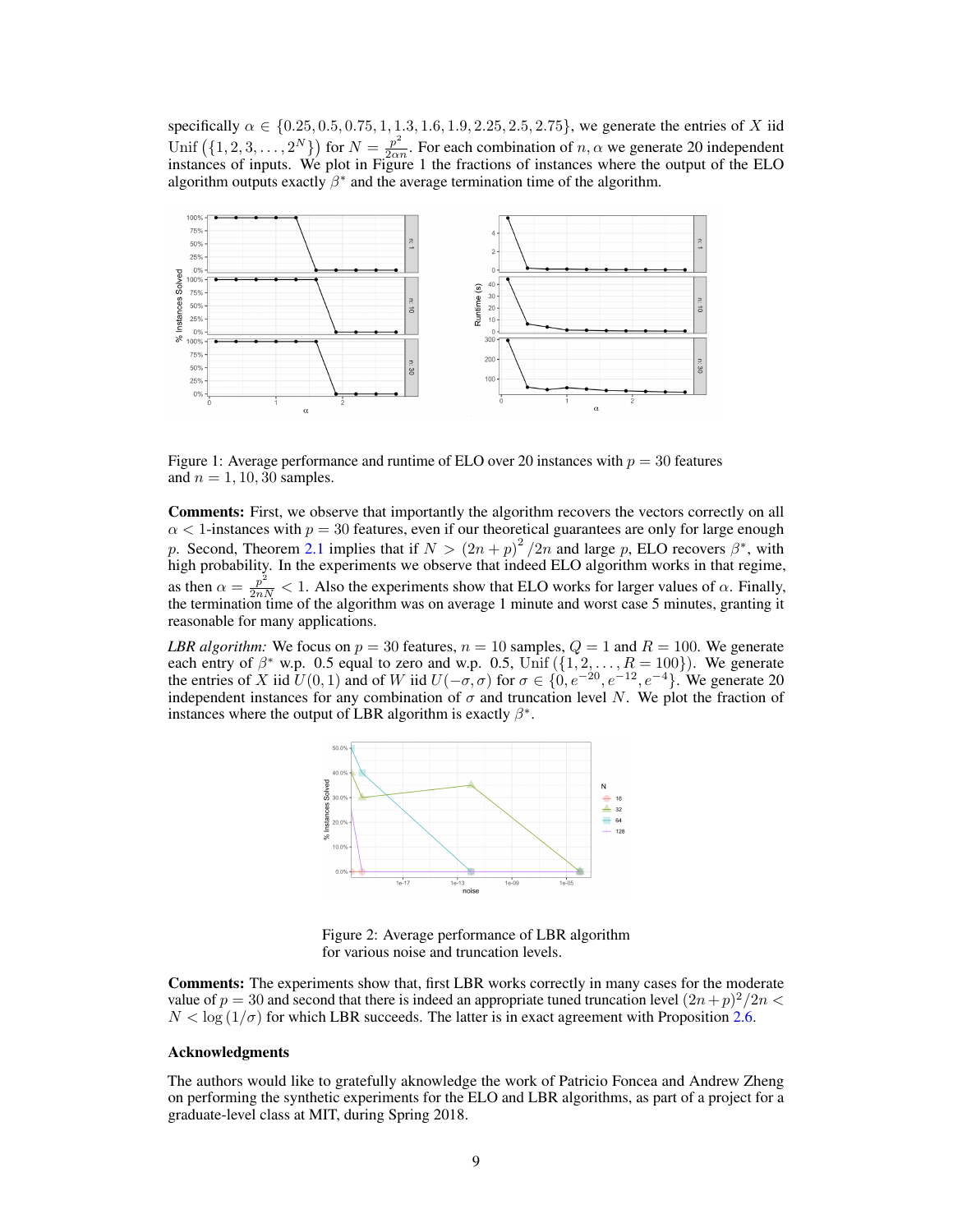specifically $\alpha \in \{0.25, 0.5, 0.75, 1, 1.3, 1.6, 1.9, 2.25, 2.5, 2.75\}$, we generate the entries of $X$ iid $\text{Unif}\left(\{1, 2, 3, \ldots, 2^N\}\right)$ for $N = \frac{p^2}{2\alpha n}$. For each combination of $n, \alpha$ we generate 20 independent instances of inputs. We plot in Figure 1 the fractions of instances where the output of the ELO algorithm outputs exactly $\beta^*$ and the average termination time of the algorithm.

Figure 1: Average performance and runtime of ELO over 20 instances with $p = 30$ features and $n = 1, 10, 30$ samples.

**Comments:** First, we observe that importantly the algorithm recovers the vectors correctly on all $\alpha < 1$-instances with $p = 30$ features, even if our theoretical guarantees are only for large enough $p$. Second, Theorem 2.1 implies that if $N > (2n + p)^2 / 2n$ and large $p$, ELO recovers $\beta^*$, with high probability. In the experiments we observe that indeed ELO algorithm works in that regime, as then $\alpha = \frac{p^2}{2nN} < 1$. Also the experiments show that ELO works for larger values of $\alpha$. Finally, the termination time of the algorithm was on average 1 minute and worst case 5 minutes, granting it reasonable for many applications.

*LBR algorithm:* We focus on $p = 30$ features, $n = 10$ samples, $Q = 1$ and $R = 100$. We generate each entry of $\beta^*$ w.p. 0.5 equal to zero and w.p. 0.5, $\text{Unif}\left(\{1, 2, \ldots, R = 100\}\right)$. We generate the entries of $X$ iid $U(0, 1)$ and of $W$ iid $U(-\sigma, \sigma)$ for $\sigma \in \{0, e^{-20}, e^{-12}, e^{-4}\}$. We generate 20 independent instances for any combination of $\sigma$ and truncation level $N$. We plot the fraction of instances where the output of LBR algorithm is exactly $\beta^*$.

Figure 2: Average performance of LBR algorithm for various noise and truncation levels.

**Comments:** The experiments show that, first LBR works correctly in many cases for the moderate value of $p = 30$ and second that there is indeed an appropriate tuned truncation level $(2n + p)^2 / 2n < N < \log(1/\sigma)$ for which LBR succeeds. The latter is in exact agreement with Proposition 2.6.

### Acknowledgments

The authors would like to gratefully aknowledge the work of Patricio Foncea and Andrew Zheng on performing the synthetic experiments for the ELO and LBR algorithms, as part of a project for a graduate-level class at MIT, during Spring 2018.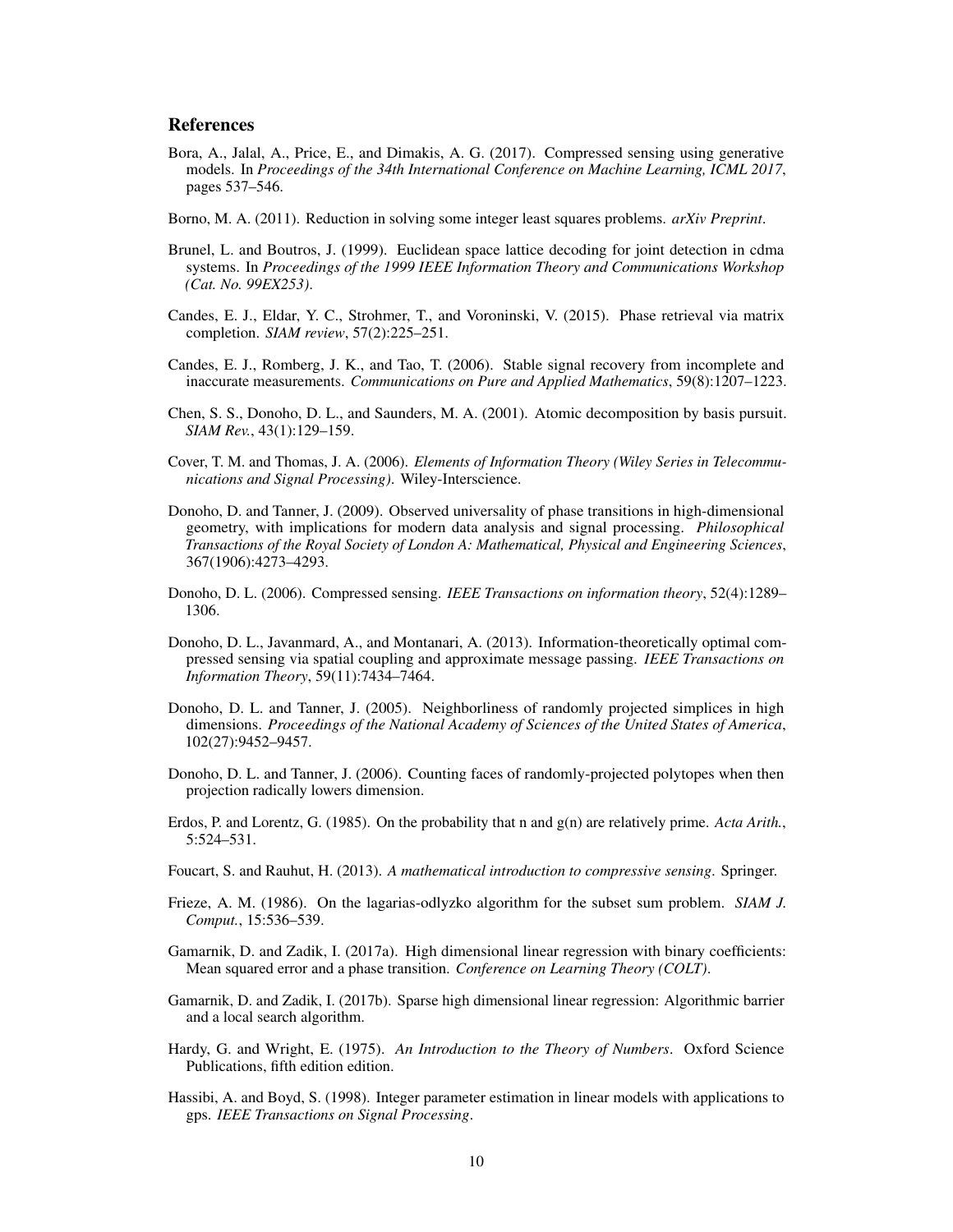## References

Bora, A., Jalal, A., Price, E., and Dimakis, A. G. (2017). Compressed sensing using generative models. In *Proceedings of the 34th International Conference on Machine Learning, ICML 2017*, pages 537–546.

Borno, M. A. (2011). Reduction in solving some integer least squares problems. *arXiv Preprint*.

Brunel, L. and Boutros, J. (1999). Euclidean space lattice decoding for joint detection in cdma systems. In *Proceedings of the 1999 IEEE Information Theory and Communications Workshop (Cat. No. 99EX253)*.

Candes, E. J., Eldar, Y. C., Strohmer, T., and Voroninski, V. (2015). Phase retrieval via matrix completion. *SIAM review*, 57(2):225–251.

Candes, E. J., Romberg, J. K., and Tao, T. (2006). Stable signal recovery from incomplete and inaccurate measurements. *Communications on Pure and Applied Mathematics*, 59(8):1207–1223.

Chen, S. S., Donoho, D. L., and Saunders, M. A. (2001). Atomic decomposition by basis pursuit. *SIAM Rev.*, 43(1):129–159.

Cover, T. M. and Thomas, J. A. (2006). *Elements of Information Theory (Wiley Series in Telecommunications and Signal Processing)*. Wiley-Interscience.

Donoho, D. and Tanner, J. (2009). Observed universality of phase transitions in high-dimensional geometry, with implications for modern data analysis and signal processing. *Philosophical Transactions of the Royal Society of London A: Mathematical, Physical and Engineering Sciences*, 367(1906):4273–4293.

Donoho, D. L. (2006). Compressed sensing. *IEEE Transactions on information theory*, 52(4):1289–1306.

Donoho, D. L., Javanmard, A., and Montanari, A. (2013). Information-theoretically optimal compressed sensing via spatial coupling and approximate message passing. *IEEE Transactions on Information Theory*, 59(11):7434–7464.

Donoho, D. L. and Tanner, J. (2005). Neighborliness of randomly projected simplices in high dimensions. *Proceedings of the National Academy of Sciences of the United States of America*, 102(27):9452–9457.

Donoho, D. L. and Tanner, J. (2006). Counting faces of randomly-projected polytopes when then projection radically lowers dimension.

Erdos, P. and Lorentz, G. (1985). On the probability that n and g(n) are relatively prime. *Acta Arith.*, 5:524–531.

Foucart, S. and Rauhut, H. (2013). *A mathematical introduction to compressive sensing*. Springer.

Frieze, A. M. (1986). On the lagarias-odlyzko algorithm for the subset sum problem. *SIAM J. Comput.*, 15:536–539.

Gamarnik, D. and Zadik, I. (2017a). High dimensional linear regression with binary coefficients: Mean squared error and a phase transition. *Conference on Learning Theory (COLT)*.

Gamarnik, D. and Zadik, I. (2017b). Sparse high dimensional linear regression: Algorithmic barrier and a local search algorithm.

Hardy, G. and Wright, E. (1975). *An Introduction to the Theory of Numbers*. Oxford Science Publications, fifth edition edition.

Hassibi, A. and Boyd, S. (1998). Integer parameter estimation in linear models with applications to gps. *IEEE Transactions on Signal Processing*.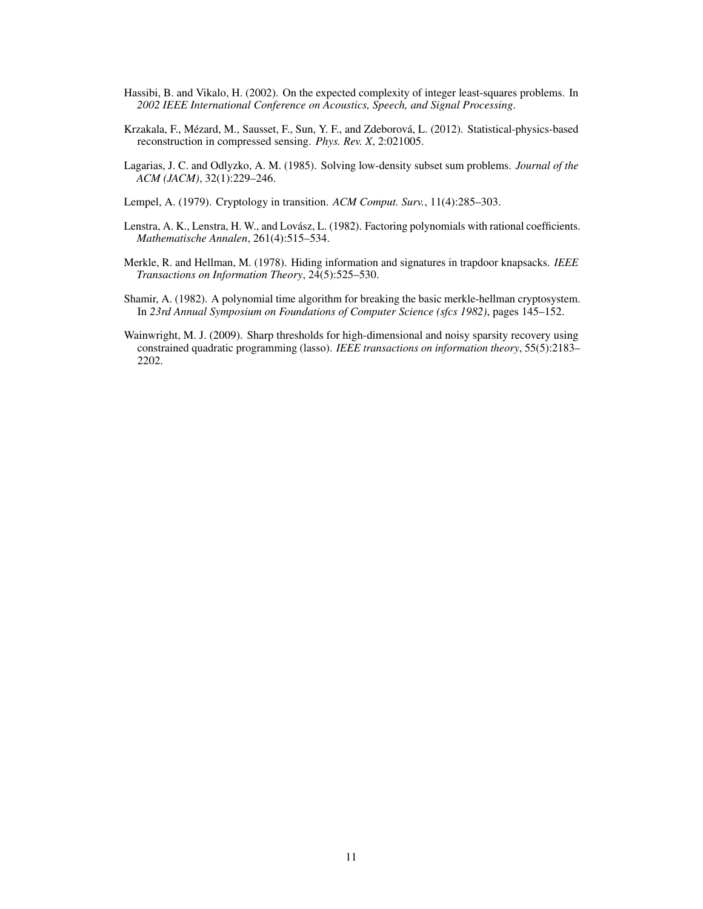Hassibi, B. and Vikalo, H. (2002). On the expected complexity of integer least-squares problems. In *2002 IEEE International Conference on Acoustics, Speech, and Signal Processing*.

Krzakala, F., Mézard, M., Sausset, F., Sun, Y. F., and Zdeborová, L. (2012). Statistical-physics-based reconstruction in compressed sensing. *Phys. Rev. X*, 2:021005.

Lagarias, J. C. and Odlyzko, A. M. (1985). Solving low-density subset sum problems. *Journal of the ACM (JACM)*, 32(1):229–246.

Lempel, A. (1979). Cryptology in transition. *ACM Comput. Surv.*, 11(4):285–303.

Lenstra, A. K., Lenstra, H. W., and Lovász, L. (1982). Factoring polynomials with rational coefficients. *Mathematische Annalen*, 261(4):515–534.

Merkle, R. and Hellman, M. (1978). Hiding information and signatures in trapdoor knapsacks. *IEEE Transactions on Information Theory*, 24(5):525–530.

Shamir, A. (1982). A polynomial time algorithm for breaking the basic merkle-hellman cryptosystem. In *23rd Annual Symposium on Foundations of Computer Science (sfcs 1982)*, pages 145–152.

Wainwright, M. J. (2009). Sharp thresholds for high-dimensional and noisy sparsity recovery using constrained quadratic programming (lasso). *IEEE transactions on information theory*, 55(5):2183–2202.